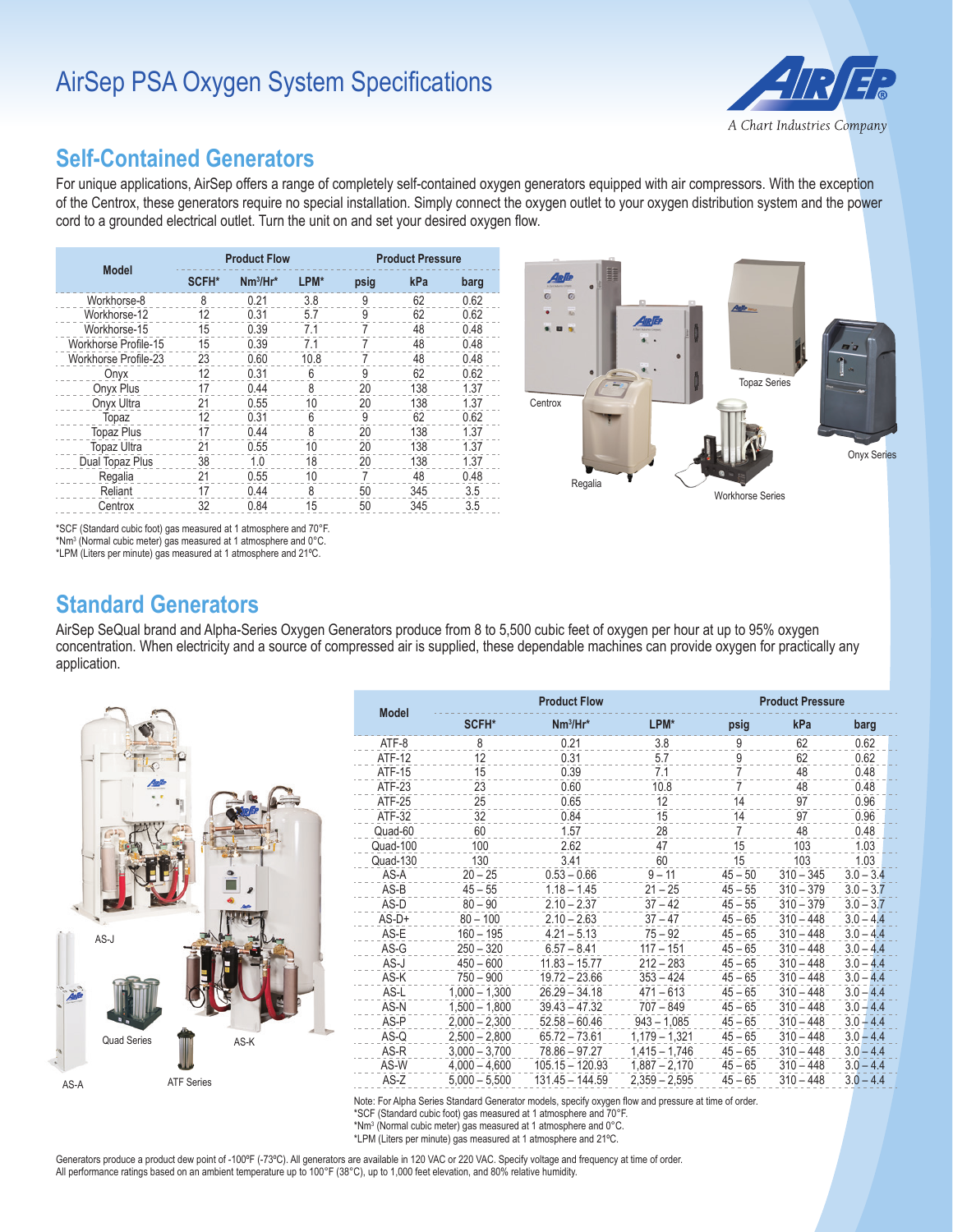# AirSep PSA Oxygen System Specifications

A Chart Industries Company

## Self-Contained Generators

For unique applications, AirSep offers a range of completely self-contained oxygen generators equipped with air compressors. With the exception of the Centrox, these generators require no special installation. Simply connect the oxygen outlet to your oxygen distribution system and the power cord to a grounded electrical outlet. Turn the unit on and set your desired oxygen flow.

| Model | Product Flow | | | Product Pressure | | |
|---|---|---|---|---|---|---|
| | SCFH* | Nm³/Hr* | LPM* | psig | kPa | barg |
| Workhorse-8 | 8 | 0.21 | 3.8 | 9 | 62 | 0.62 |
| Workhorse-12 | 12 | 0.31 | 5.7 | 9 | 62 | 0.62 |
| Workhorse-15 | 15 | 0.39 | 7.1 | 7 | 48 | 0.48 |
| Workhorse Profile-15 | 15 | 0.39 | 7.1 | 7 | 48 | 0.48 |
| Workhorse Profile-23 | 23 | 0.60 | 10.8 | 7 | 48 | 0.48 |
| Onyx | 12 | 0.31 | 6 | 9 | 62 | 0.62 |
| Onyx Plus | 17 | 0.44 | 8 | 20 | 138 | 1.37 |
| Onyx Ultra | 21 | 0.55 | 10 | 20 | 138 | 1.37 |
| Topaz | 12 | 0.31 | 6 | 9 | 62 | 0.62 |
| Topaz Plus | 17 | 0.44 | 8 | 20 | 138 | 1.37 |
| Topaz Ultra | 21 | 0.55 | 10 | 20 | 138 | 1.37 |
| Dual Topaz Plus | 38 | 1.0 | 18 | 20 | 138 | 1.37 |
| Regalia | 21 | 0.55 | 10 | 7 | 48 | 0.48 |
| Reliant | 17 | 0.44 | 8 | 50 | 345 | 3.5 |
| Centrox | 32 | 0.84 | 15 | 50 | 345 | 3.5 |

*SCF (Standard cubic foot) gas measured at 1 atmosphere and 70°F.
*Nm³ (Normal cubic meter) gas measured at 1 atmosphere and 0°C.
*LPM (Liters per minute) gas measured at 1 atmosphere and 21°C.

Centrox

Topaz Series

Regalia

Onyx Series

Workhorse Series

## Standard Generators

AirSep SeQual brand and Alpha-Series Oxygen Generators produce from 8 to 5,500 cubic feet of oxygen per hour at up to 95% oxygen concentration. When electricity and a source of compressed air is supplied, these dependable machines can provide oxygen for practically any application.

AS-J

Quad Series

AS-K

AS-A

ATF Series

| Model | Product Flow | | | Product Pressure | | |
|---|---|---|---|---|---|---|
| | SCFH* | Nm³/Hr* | LPM* | psig | kPa | barg |
| ATF-8 | 8 | 0.21 | 3.8 | 9 | 62 | 0.62 |
| ATF-12 | 12 | 0.31 | 5.7 | 9 | 62 | 0.62 |
| ATF-15 | 15 | 0.39 | 7.1 | 7 | 48 | 0.48 |
| ATF-23 | 23 | 0.60 | 10.8 | 7 | 48 | 0.48 |
| ATF-25 | 25 | 0.65 | 12 | 14 | 97 | 0.96 |
| ATF-32 | 32 | 0.84 | 15 | 14 | 97 | 0.96 |
| Quad-60 | 60 | 1.57 | 28 | 7 | 48 | 0.48 |
| Quad-100 | 100 | 2.62 | 47 | 15 | 103 | 1.03 |
| Quad-130 | 130 | 3.41 | 60 | 15 | 103 | 1.03 |
| AS-A | 20 – 25 | 0.53 – 0.66 | 9 – 11 | 45 – 50 | 310 – 345 | 3.0 – 3.4 |
| AS-B | 45 – 55 | 1.18 – 1.45 | 21 – 25 | 45 – 55 | 310 – 379 | 3.0 – 3.7 |
| AS-D | 80 – 90 | 2.10 – 2.37 | 37 – 42 | 45 – 55 | 310 – 379 | 3.0 – 3.7 |
| AS-D+ | 80 – 100 | 2.10 – 2.63 | 37 – 47 | 45 – 65 | 310 – 448 | 3.0 – 4.4 |
| AS-E | 160 – 195 | 4.21 – 5.13 | 75 – 92 | 45 – 65 | 310 – 448 | 3.0 – 4.4 |
| AS-G | 250 – 320 | 6.57 – 8.41 | 117 – 151 | 45 – 65 | 310 – 448 | 3.0 – 4.4 |
| AS-J | 450 – 600 | 11.83 – 15.77 | 212 – 283 | 45 – 65 | 310 – 448 | 3.0 – 4.4 |
| AS-K | 750 – 900 | 19.72 – 23.66 | 353 – 424 | 45 – 65 | 310 – 448 | 3.0 – 4.4 |
| AS-L | 1,000 – 1,300 | 26.29 – 34.18 | 471 – 613 | 45 – 65 | 310 – 448 | 3.0 – 4.4 |
| AS-N | 1,500 – 1,800 | 39.43 – 47.32 | 707 – 849 | 45 – 65 | 310 – 448 | 3.0 – 4.4 |
| AS-P | 2,000 – 2,300 | 52.58 – 60.46 | 943 – 1,085 | 45 – 65 | 310 – 448 | 3.0 – 4.4 |
| AS-Q | 2,500 – 2,800 | 65.72 – 73.61 | 1,179 – 1,321 | 45 – 65 | 310 – 448 | 3.0 – 4.4 |
| AS-R | 3,000 – 3,700 | 78.86 – 97.27 | 1,415 – 1,746 | 45 – 65 | 310 – 448 | 3.0 – 4.4 |
| AS-W | 4,000 – 4,600 | 105.15 – 120.93 | 1,887 – 2,170 | 45 – 65 | 310 – 448 | 3.0 – 4.4 |
| AS-Z | 5,000 – 5,500 | 131.45 – 144.59 | 2,359 – 2,595 | 45 – 65 | 310 – 448 | 3.0 – 4.4 |

Note: For Alpha Series Standard Generator models, specify oxygen flow and pressure at time of order.
*SCF (Standard cubic foot) gas measured at 1 atmosphere and 70°F.
*Nm³ (Normal cubic meter) gas measured at 1 atmosphere and 0°C.
*LPM (Liters per minute) gas measured at 1 atmosphere and 21°C.

Generators produce a product dew point of -100ºF (-73ºC). All generators are available in 120 VAC or 220 VAC. Specify voltage and frequency at time of order.
All performance ratings based on an ambient temperature up to 100°F (38°C), up to 1,000 feet elevation, and 80% relative humidity.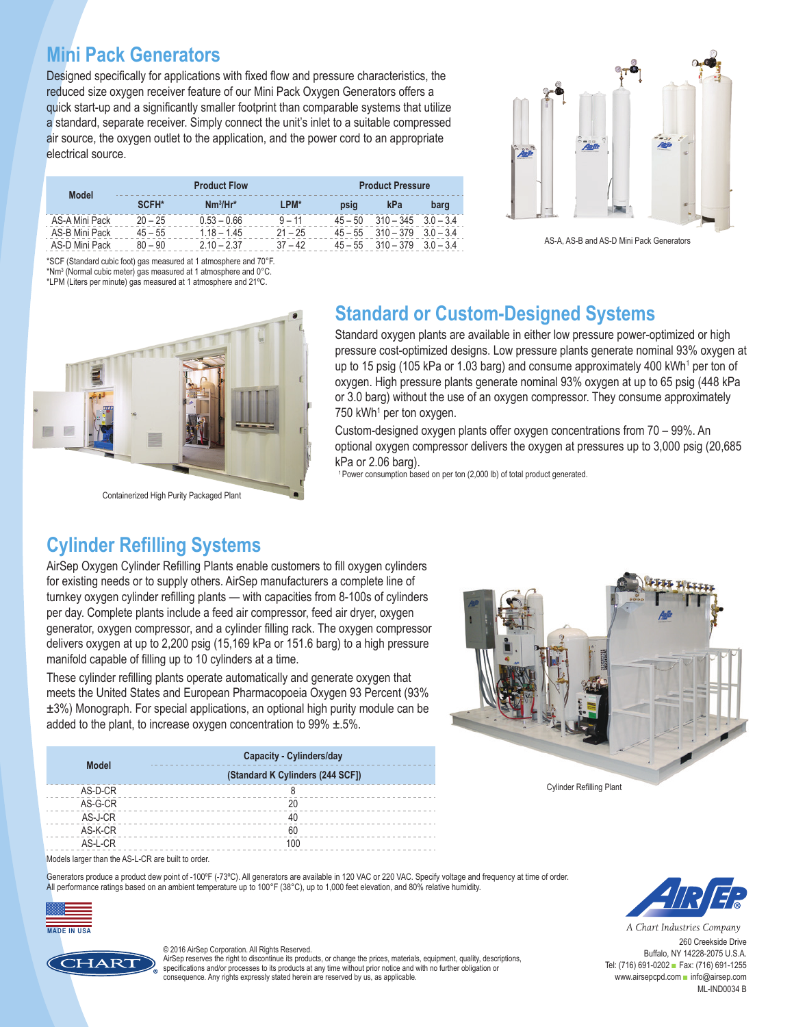## Mini Pack Generators

Designed specifically for applications with fixed flow and pressure characteristics, the reduced size oxygen receiver feature of our Mini Pack Oxygen Generators offers a quick start-up and a significantly smaller footprint than comparable systems that utilize a standard, separate receiver. Simply connect the unit's inlet to a suitable compressed air source, the oxygen outlet to the application, and the power cord to an appropriate electrical source.

| Model | Product Flow | | | Product Pressure | | |
|---|---|---|---|---|---|---|
| | SCFH* | Nm³/Hr* | LPM* | psig | kPa | barg |
| AS-A Mini Pack | 20 – 25 | 0.53 – 0.66 | 9 – 11 | 45 – 50 | 310 – 345 | 3.0 – 3.4 |
| AS-B Mini Pack | 45 – 55 | 1.18 – 1.45 | 21 – 25 | 45 – 55 | 310 – 379 | 3.0 – 3.4 |
| AS-D Mini Pack | 80 – 90 | 2.10 – 2.37 | 37 – 42 | 45 – 55 | 310 – 379 | 3.0 – 3.4 |

*SCF (Standard cubic foot) gas measured at 1 atmosphere and 70°F.
*Nm³ (Normal cubic meter) gas measured at 1 atmosphere and 0°C.
*LPM (Liters per minute) gas measured at 1 atmosphere and 21ºC.

AS-A, AS-B and AS-D Mini Pack Generators

## Standard or Custom-Designed Systems

Standard oxygen plants are available in either low pressure power-optimized or high pressure cost-optimized designs. Low pressure plants generate nominal 93% oxygen at up to 15 psig (105 kPa or 1.03 barg) and consume approximately 400 kWh[1] per ton of oxygen. High pressure plants generate nominal 93% oxygen at up to 65 psig (448 kPa or 3.0 barg) without the use of an oxygen compressor. They consume approximately 750 kWh[1] per ton oxygen.

Custom-designed oxygen plants offer oxygen concentrations from 70 – 99%. An optional oxygen compressor delivers the oxygen at pressures up to 3,000 psig (20,685 kPa or 2.06 barg).

[1] Power consumption based on per ton (2,000 lb) of total product generated.

Containerized High Purity Packaged Plant

## Cylinder Refilling Systems

AirSep Oxygen Cylinder Refilling Plants enable customers to fill oxygen cylinders for existing needs or to supply others. AirSep manufacturers a complete line of turnkey oxygen cylinder refilling plants — with capacities from 8-100s of cylinders per day. Complete plants include a feed air compressor, feed air dryer, oxygen generator, oxygen compressor, and a cylinder filling rack. The oxygen compressor delivers oxygen at up to 2,200 psig (15,169 kPa or 151.6 barg) to a high pressure manifold capable of filling up to 10 cylinders at a time.

These cylinder refilling plants operate automatically and generate oxygen that meets the United States and European Pharmacopoeia Oxygen 93 Percent (93% ±3%) Monograph. For special applications, an optional high purity module can be added to the plant, to increase oxygen concentration to 99% ±.5%.

| Model | Capacity - Cylinders/day |
|---|---|
| | (Standard K Cylinders (244 SCF]) |
| AS-D-CR | 8 |
| AS-G-CR | 20 |
| AS-J-CR | 40 |
| AS-K-CR | 60 |
| AS-L-CR | 100 |

Models larger than the AS-L-CR are built to order.

Cylinder Refilling Plant

Generators produce a product dew point of -100ºF (-73ºC). All generators are available in 120 VAC or 220 VAC. Specify voltage and frequency at time of order. All performance ratings based on an ambient temperature up to 100°F (38°C), up to 1,000 feet elevation, and 80% relative humidity.

MADE IN USA

© 2016 AirSep Corporation. All Rights Reserved.
AirSep reserves the right to discontinue its products, or change the prices, materials, equipment, quality, descriptions, specifications and/or processes to its products at any time without prior notice and with no further obligation or consequence. Any rights expressly stated herein are reserved by us, as applicable.

*A Chart Industries Company*
260 Creekside Drive
Buffalo, NY 14228-2075 U.S.A.
Tel: (716) 691-0202 ■ Fax: (716) 691-1255
www.airsepcpd.com ■ info@airsep.com
ML-IND0034 B